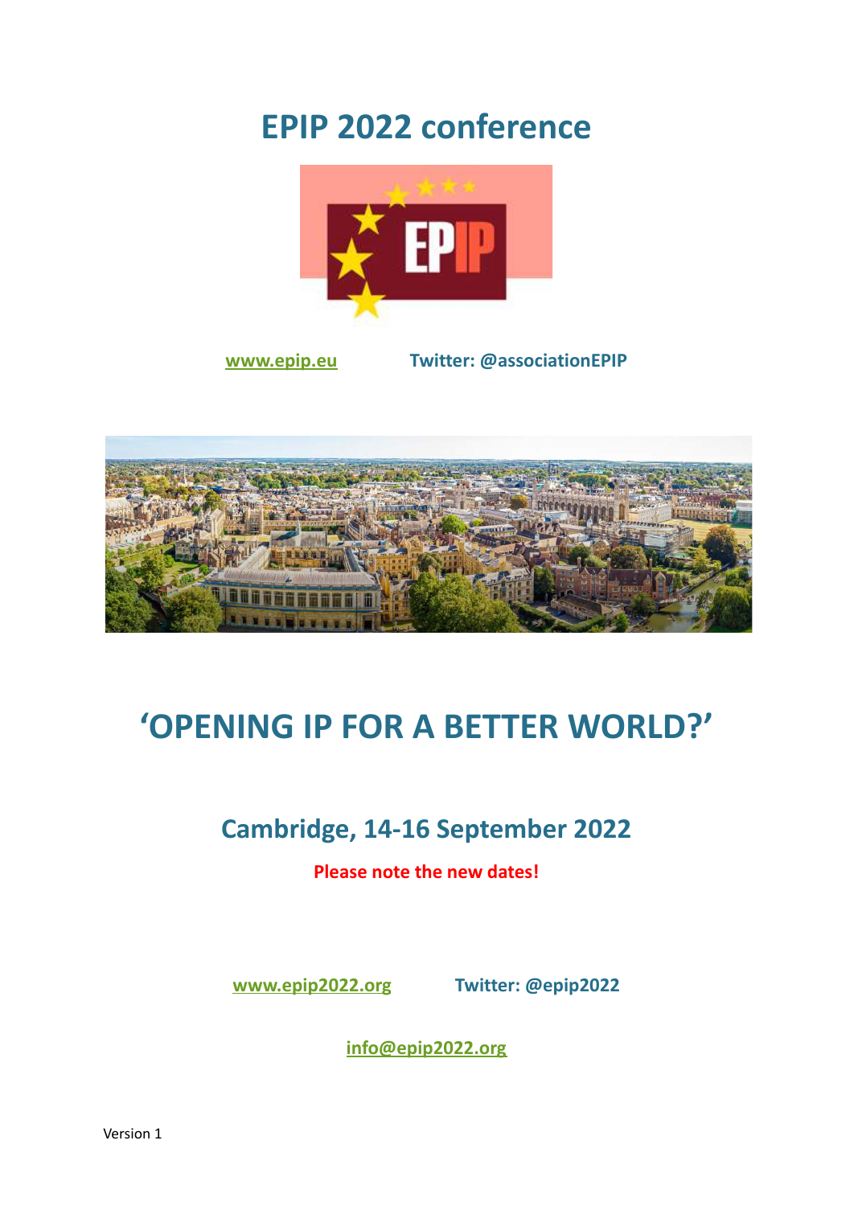# EPIP 2022 conference

www.epip.eu Twitter: @associationEPIP

# 'OPENING IP FOR A BETTER WORLD?'

## Cambridge, 14-16 September 2022

**Please note the new dates!**

www.epip2022.org Twitter: @epip2022

info@epip2022.org

Version 1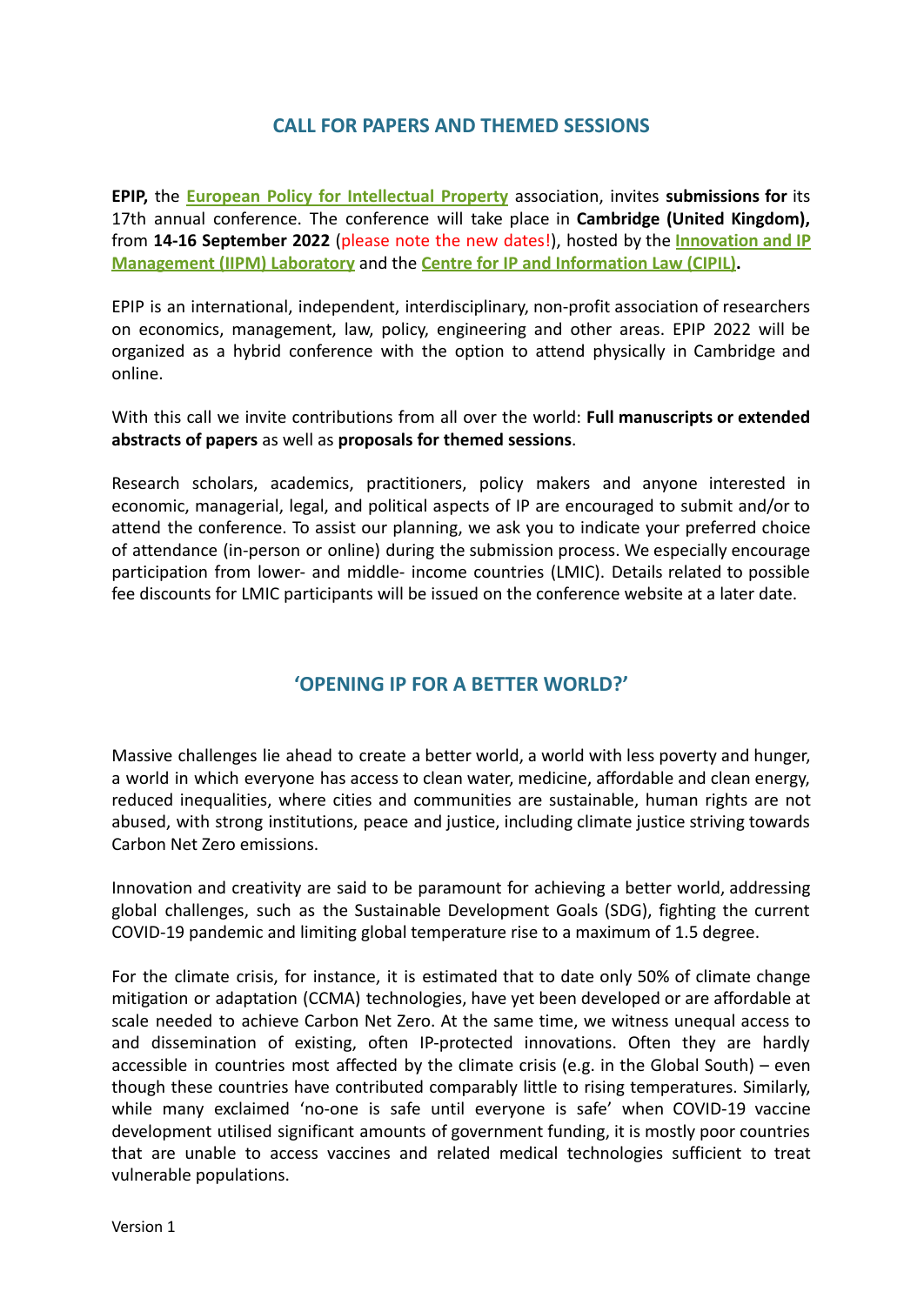## CALL FOR PAPERS AND THEMED SESSIONS

**EPIP,** the **European Policy for Intellectual Property** association, invites **submissions for** its 17th annual conference. The conference will take place in **Cambridge (United Kingdom),** from **14-16 September 2022** (please note the new dates!), hosted by the **Innovation and IP Management (IIPM) Laboratory** and the **Centre for IP and Information Law (CIPIL).**

EPIP is an international, independent, interdisciplinary, non-profit association of researchers on economics, management, law, policy, engineering and other areas. EPIP 2022 will be organized as a hybrid conference with the option to attend physically in Cambridge and online.

With this call we invite contributions from all over the world: **Full manuscripts or extended abstracts of papers** as well as **proposals for themed sessions**.

Research scholars, academics, practitioners, policy makers and anyone interested in economic, managerial, legal, and political aspects of IP are encouraged to submit and/or to attend the conference. To assist our planning, we ask you to indicate your preferred choice of attendance (in-person or online) during the submission process. We especially encourage participation from lower- and middle- income countries (LMIC). Details related to possible fee discounts for LMIC participants will be issued on the conference website at a later date.

## 'OPENING IP FOR A BETTER WORLD?'

Massive challenges lie ahead to create a better world, a world with less poverty and hunger, a world in which everyone has access to clean water, medicine, affordable and clean energy, reduced inequalities, where cities and communities are sustainable, human rights are not abused, with strong institutions, peace and justice, including climate justice striving towards Carbon Net Zero emissions.

Innovation and creativity are said to be paramount for achieving a better world, addressing global challenges, such as the Sustainable Development Goals (SDG), fighting the current COVID-19 pandemic and limiting global temperature rise to a maximum of 1.5 degree.

For the climate crisis, for instance, it is estimated that to date only 50% of climate change mitigation or adaptation (CCMA) technologies, have yet been developed or are affordable at scale needed to achieve Carbon Net Zero. At the same time, we witness unequal access to and dissemination of existing, often IP-protected innovations. Often they are hardly accessible in countries most affected by the climate crisis (e.g. in the Global South) – even though these countries have contributed comparably little to rising temperatures. Similarly, while many exclaimed 'no-one is safe until everyone is safe' when COVID-19 vaccine development utilised significant amounts of government funding, it is mostly poor countries that are unable to access vaccines and related medical technologies sufficient to treat vulnerable populations.

Version 1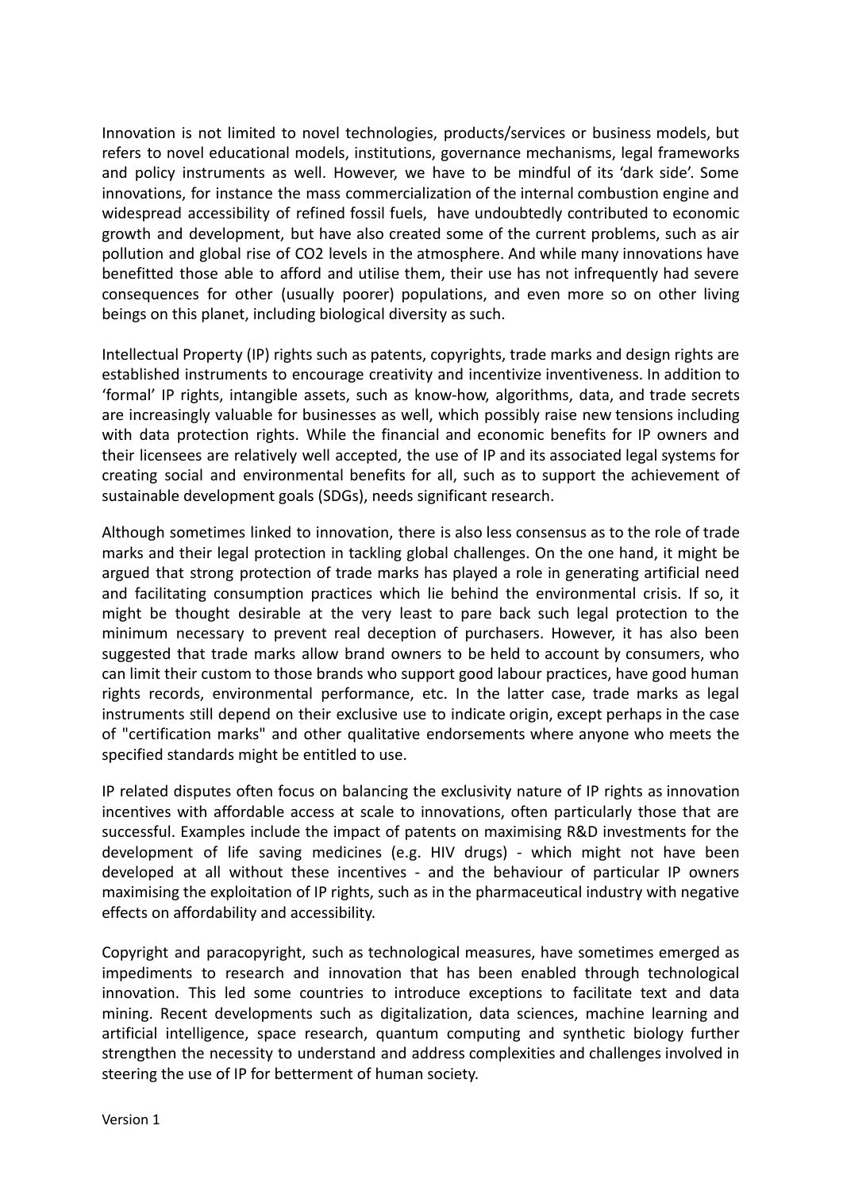Innovation is not limited to novel technologies, products/services or business models, but refers to novel educational models, institutions, governance mechanisms, legal frameworks and policy instruments as well. However, we have to be mindful of its 'dark side'. Some innovations, for instance the mass commercialization of the internal combustion engine and widespread accessibility of refined fossil fuels, have undoubtedly contributed to economic growth and development, but have also created some of the current problems, such as air pollution and global rise of $CO_2$ levels in the atmosphere. And while many innovations have benefitted those able to afford and utilise them, their use has not infrequently had severe consequences for other (usually poorer) populations, and even more so on other living beings on this planet, including biological diversity as such.

Intellectual Property (IP) rights such as patents, copyrights, trade marks and design rights are established instruments to encourage creativity and incentivize inventiveness. In addition to 'formal' IP rights, intangible assets, such as know-how, algorithms, data, and trade secrets are increasingly valuable for businesses as well, which possibly raise new tensions including with data protection rights. While the financial and economic benefits for IP owners and their licensees are relatively well accepted, the use of IP and its associated legal systems for creating social and environmental benefits for all, such as to support the achievement of sustainable development goals (SDGs), needs significant research.

Although sometimes linked to innovation, there is also less consensus as to the role of trade marks and their legal protection in tackling global challenges. On the one hand, it might be argued that strong protection of trade marks has played a role in generating artificial need and facilitating consumption practices which lie behind the environmental crisis. If so, it might be thought desirable at the very least to pare back such legal protection to the minimum necessary to prevent real deception of purchasers. However, it has also been suggested that trade marks allow brand owners to be held to account by consumers, who can limit their custom to those brands who support good labour practices, have good human rights records, environmental performance, etc. In the latter case, trade marks as legal instruments still depend on their exclusive use to indicate origin, except perhaps in the case of "certification marks" and other qualitative endorsements where anyone who meets the specified standards might be entitled to use.

IP related disputes often focus on balancing the exclusivity nature of IP rights as innovation incentives with affordable access at scale to innovations, often particularly those that are successful. Examples include the impact of patents on maximising R&D investments for the development of life saving medicines (e.g. HIV drugs) - which might not have been developed at all without these incentives - and the behaviour of particular IP owners maximising the exploitation of IP rights, such as in the pharmaceutical industry with negative effects on affordability and accessibility.

Copyright and paracopyright, such as technological measures, have sometimes emerged as impediments to research and innovation that has been enabled through technological innovation. This led some countries to introduce exceptions to facilitate text and data mining. Recent developments such as digitalization, data sciences, machine learning and artificial intelligence, space research, quantum computing and synthetic biology further strengthen the necessity to understand and address complexities and challenges involved in steering the use of IP for betterment of human society.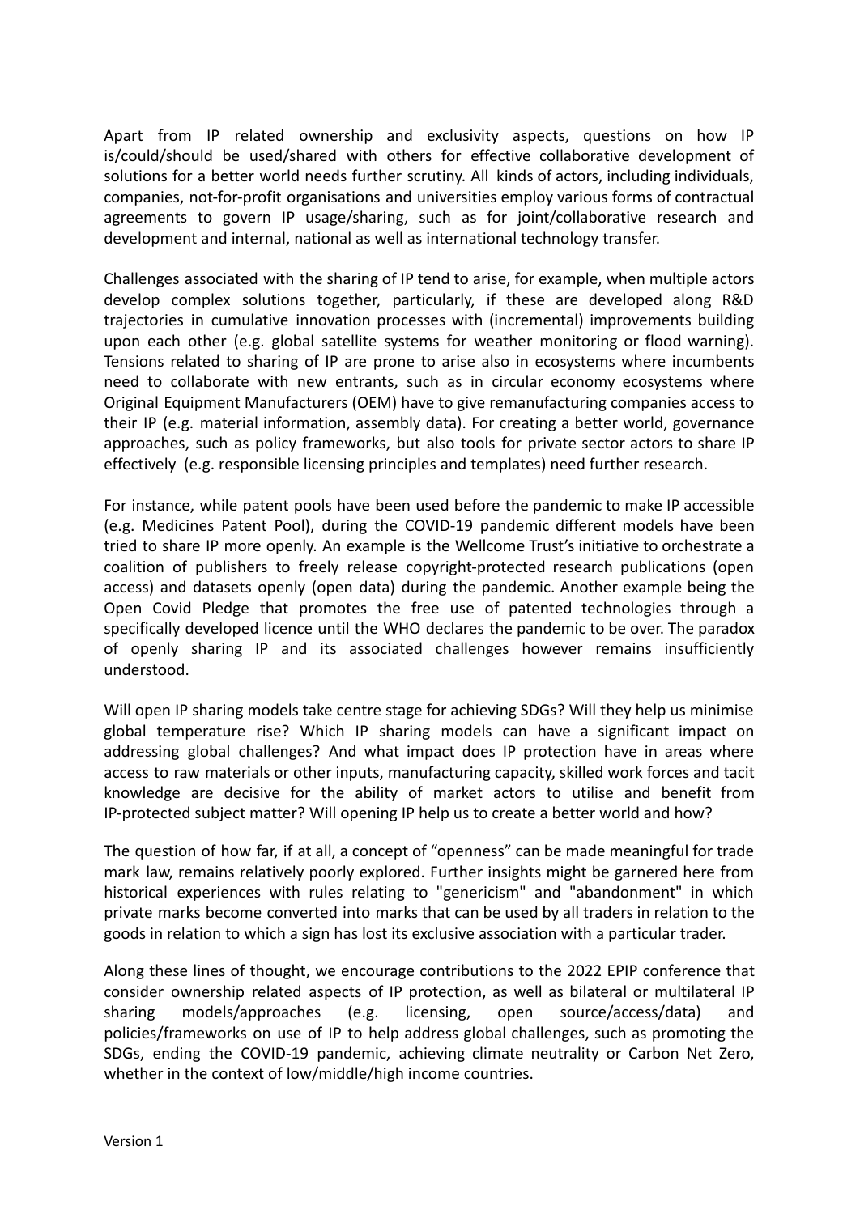Apart from IP related ownership and exclusivity aspects, questions on how IP is/could/should be used/shared with others for effective collaborative development of solutions for a better world needs further scrutiny. All kinds of actors, including individuals, companies, not-for-profit organisations and universities employ various forms of contractual agreements to govern IP usage/sharing, such as for joint/collaborative research and development and internal, national as well as international technology transfer.

Challenges associated with the sharing of IP tend to arise, for example, when multiple actors develop complex solutions together, particularly, if these are developed along R&D trajectories in cumulative innovation processes with (incremental) improvements building upon each other (e.g. global satellite systems for weather monitoring or flood warning). Tensions related to sharing of IP are prone to arise also in ecosystems where incumbents need to collaborate with new entrants, such as in circular economy ecosystems where Original Equipment Manufacturers (OEM) have to give remanufacturing companies access to their IP (e.g. material information, assembly data). For creating a better world, governance approaches, such as policy frameworks, but also tools for private sector actors to share IP effectively (e.g. responsible licensing principles and templates) need further research.

For instance, while patent pools have been used before the pandemic to make IP accessible (e.g. Medicines Patent Pool), during the COVID-19 pandemic different models have been tried to share IP more openly. An example is the Wellcome Trust's initiative to orchestrate a coalition of publishers to freely release copyright-protected research publications (open access) and datasets openly (open data) during the pandemic. Another example being the Open Covid Pledge that promotes the free use of patented technologies through a specifically developed licence until the WHO declares the pandemic to be over. The paradox of openly sharing IP and its associated challenges however remains insufficiently understood.

Will open IP sharing models take centre stage for achieving SDGs? Will they help us minimise global temperature rise? Which IP sharing models can have a significant impact on addressing global challenges? And what impact does IP protection have in areas where access to raw materials or other inputs, manufacturing capacity, skilled work forces and tacit knowledge are decisive for the ability of market actors to utilise and benefit from IP-protected subject matter? Will opening IP help us to create a better world and how?

The question of how far, if at all, a concept of "openness" can be made meaningful for trade mark law, remains relatively poorly explored. Further insights might be garnered here from historical experiences with rules relating to "genericism" and "abandonment" in which private marks become converted into marks that can be used by all traders in relation to the goods in relation to which a sign has lost its exclusive association with a particular trader.

Along these lines of thought, we encourage contributions to the 2022 EPIP conference that consider ownership related aspects of IP protection, as well as bilateral or multilateral IP sharing models/approaches (e.g. licensing, open source/access/data) and policies/frameworks on use of IP to help address global challenges, such as promoting the SDGs, ending the COVID-19 pandemic, achieving climate neutrality or Carbon Net Zero, whether in the context of low/middle/high income countries.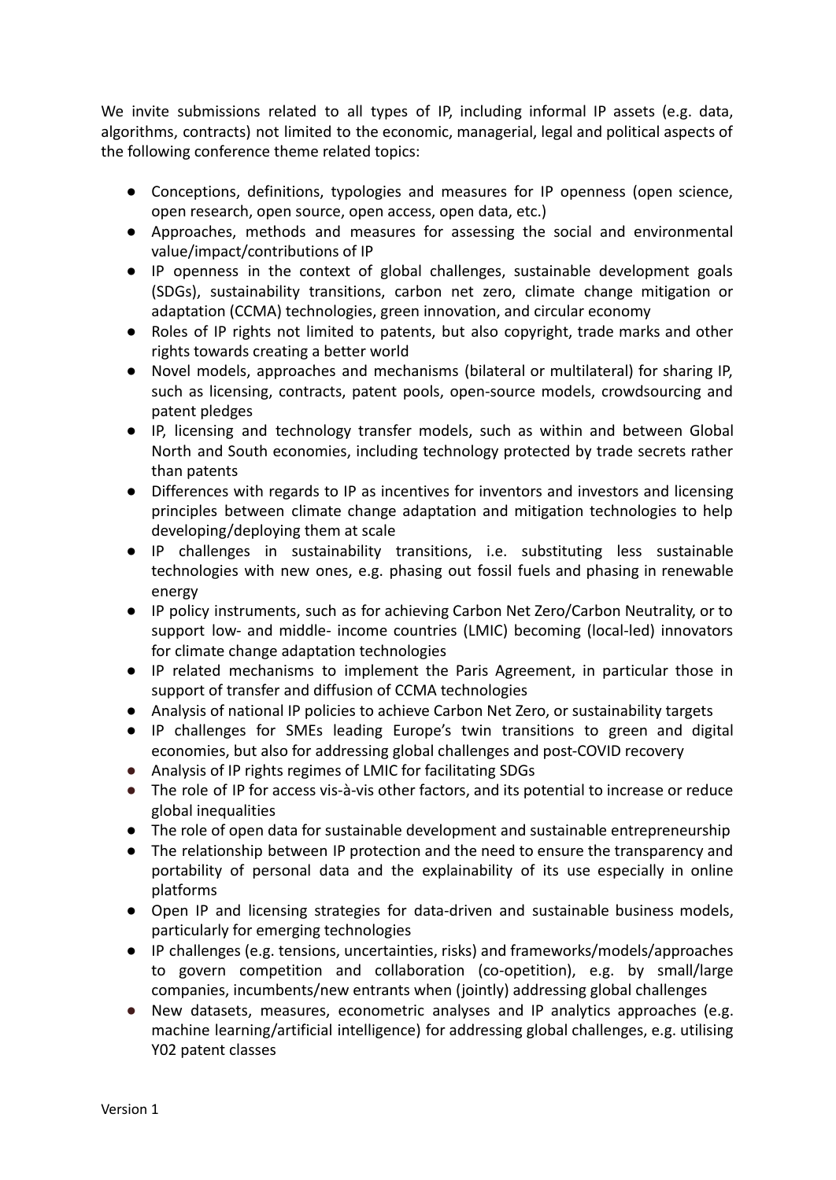We invite submissions related to all types of IP, including informal IP assets (e.g. data, algorithms, contracts) not limited to the economic, managerial, legal and political aspects of the following conference theme related topics:

- Conceptions, definitions, typologies and measures for IP openness (open science, open research, open source, open access, open data, etc.)
- Approaches, methods and measures for assessing the social and environmental value/impact/contributions of IP
- IP openness in the context of global challenges, sustainable development goals (SDGs), sustainability transitions, carbon net zero, climate change mitigation or adaptation (CCMA) technologies, green innovation, and circular economy
- Roles of IP rights not limited to patents, but also copyright, trade marks and other rights towards creating a better world
- Novel models, approaches and mechanisms (bilateral or multilateral) for sharing IP, such as licensing, contracts, patent pools, open-source models, crowdsourcing and patent pledges
- IP, licensing and technology transfer models, such as within and between Global North and South economies, including technology protected by trade secrets rather than patents
- Differences with regards to IP as incentives for inventors and investors and licensing principles between climate change adaptation and mitigation technologies to help developing/deploying them at scale
- IP challenges in sustainability transitions, i.e. substituting less sustainable technologies with new ones, e.g. phasing out fossil fuels and phasing in renewable energy
- IP policy instruments, such as for achieving Carbon Net Zero/Carbon Neutrality, or to support low- and middle- income countries (LMIC) becoming (local-led) innovators for climate change adaptation technologies
- IP related mechanisms to implement the Paris Agreement, in particular those in support of transfer and diffusion of CCMA technologies
- Analysis of national IP policies to achieve Carbon Net Zero, or sustainability targets
- IP challenges for SMEs leading Europe's twin transitions to green and digital economies, but also for addressing global challenges and post-COVID recovery
- Analysis of IP rights regimes of LMIC for facilitating SDGs
- The role of IP for access vis-à-vis other factors, and its potential to increase or reduce global inequalities
- The role of open data for sustainable development and sustainable entrepreneurship
- The relationship between IP protection and the need to ensure the transparency and portability of personal data and the explainability of its use especially in online platforms
- Open IP and licensing strategies for data-driven and sustainable business models, particularly for emerging technologies
- IP challenges (e.g. tensions, uncertainties, risks) and frameworks/models/approaches to govern competition and collaboration (co-opetition), e.g. by small/large companies, incumbents/new entrants when (jointly) addressing global challenges
- New datasets, measures, econometric analyses and IP analytics approaches (e.g. machine learning/artificial intelligence) for addressing global challenges, e.g. utilising Y02 patent classes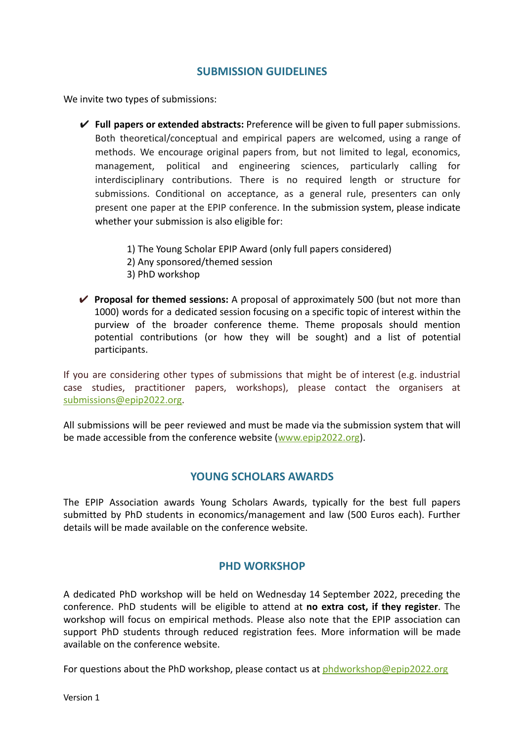## SUBMISSION GUIDELINES

We invite two types of submissions:

- ✔ **Full papers or extended abstracts:** Preference will be given to full paper submissions. Both theoretical/conceptual and empirical papers are welcomed, using a range of methods. We encourage original papers from, but not limited to legal, economics, management, political and engineering sciences, particularly calling for interdisciplinary contributions. There is no required length or structure for submissions. Conditional on acceptance, as a general rule, presenters can only present one paper at the EPIP conference. In the submission system, please indicate whether your submission is also eligible for:

  1) The Young Scholar EPIP Award (only full papers considered)
  2) Any sponsored/themed session
  3) PhD workshop

- ✔ **Proposal for themed sessions:** A proposal of approximately 500 (but not more than 1000) words for a dedicated session focusing on a specific topic of interest within the purview of the broader conference theme. Theme proposals should mention potential contributions (or how they will be sought) and a list of potential participants.

If you are considering other types of submissions that might be of interest (e.g. industrial case studies, practitioner papers, workshops), please contact the organisers at submissions@epip2022.org.

All submissions will be peer reviewed and must be made via the submission system that will be made accessible from the conference website (www.epip2022.org).

## YOUNG SCHOLARS AWARDS

The EPIP Association awards Young Scholars Awards, typically for the best full papers submitted by PhD students in economics/management and law (500 Euros each). Further details will be made available on the conference website.

## PHD WORKSHOP

A dedicated PhD workshop will be held on Wednesday 14 September 2022, preceding the conference. PhD students will be eligible to attend at **no extra cost, if they register**. The workshop will focus on empirical methods. Please also note that the EPIP association can support PhD students through reduced registration fees. More information will be made available on the conference website.

For questions about the PhD workshop, please contact us at phdworkshop@epip2022.org

Version 1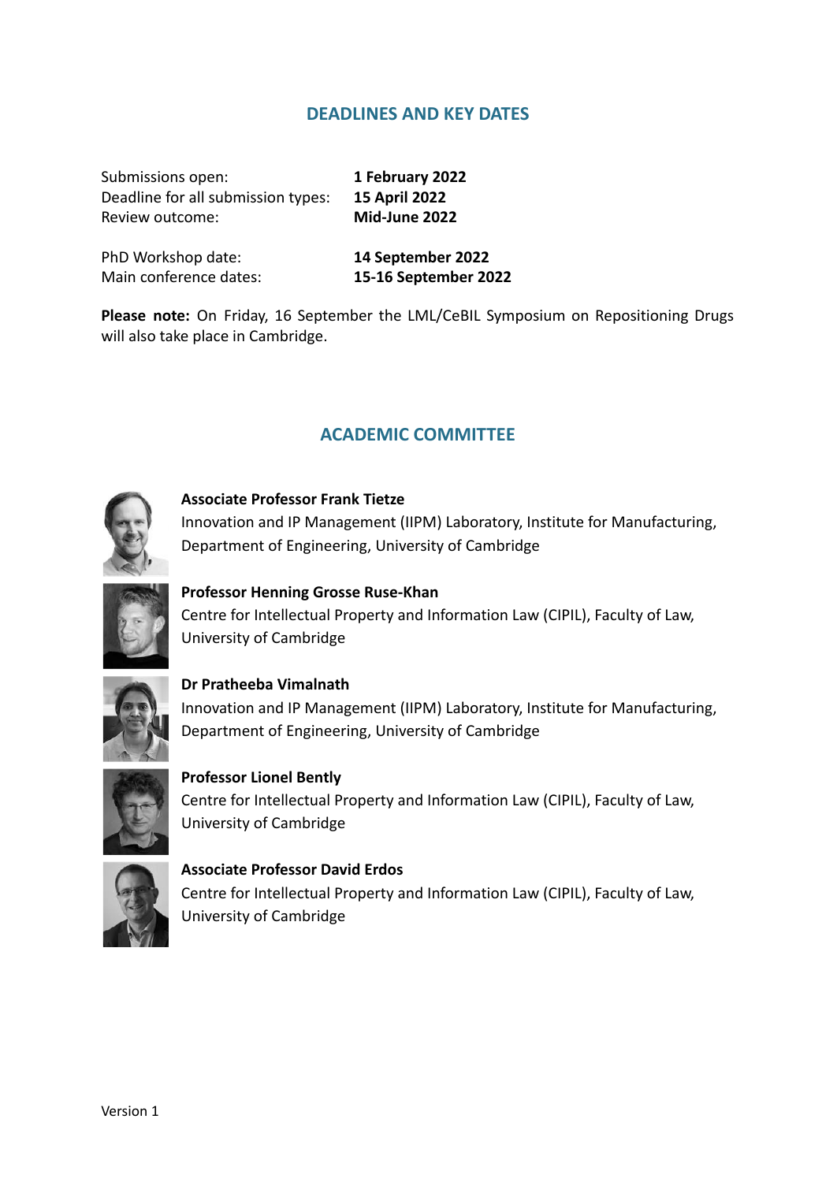## DEADLINES AND KEY DATES

| | |
|---|---|
| Submissions open: | **1 February 2022** |
| Deadline for all submission types: | **15 April 2022** |
| Review outcome: | **Mid-June 2022** |
| PhD Workshop date: | **14 September 2022** |
| Main conference dates: | **15-16 September 2022** |

**Please note:** On Friday, 16 September the LML/CeBIL Symposium on Repositioning Drugs will also take place in Cambridge.

## ACADEMIC COMMITTEE

**Associate Professor Frank Tietze**
Innovation and IP Management (IIPM) Laboratory, Institute for Manufacturing, Department of Engineering, University of Cambridge

**Professor Henning Grosse Ruse-Khan**
Centre for Intellectual Property and Information Law (CIPIL), Faculty of Law, University of Cambridge

**Dr Pratheeba Vimalnath**
Innovation and IP Management (IIPM) Laboratory, Institute for Manufacturing, Department of Engineering, University of Cambridge

**Professor Lionel Bently**
Centre for Intellectual Property and Information Law (CIPIL), Faculty of Law, University of Cambridge

**Associate Professor David Erdos**
Centre for Intellectual Property and Information Law (CIPIL), Faculty of Law, University of Cambridge

Version 1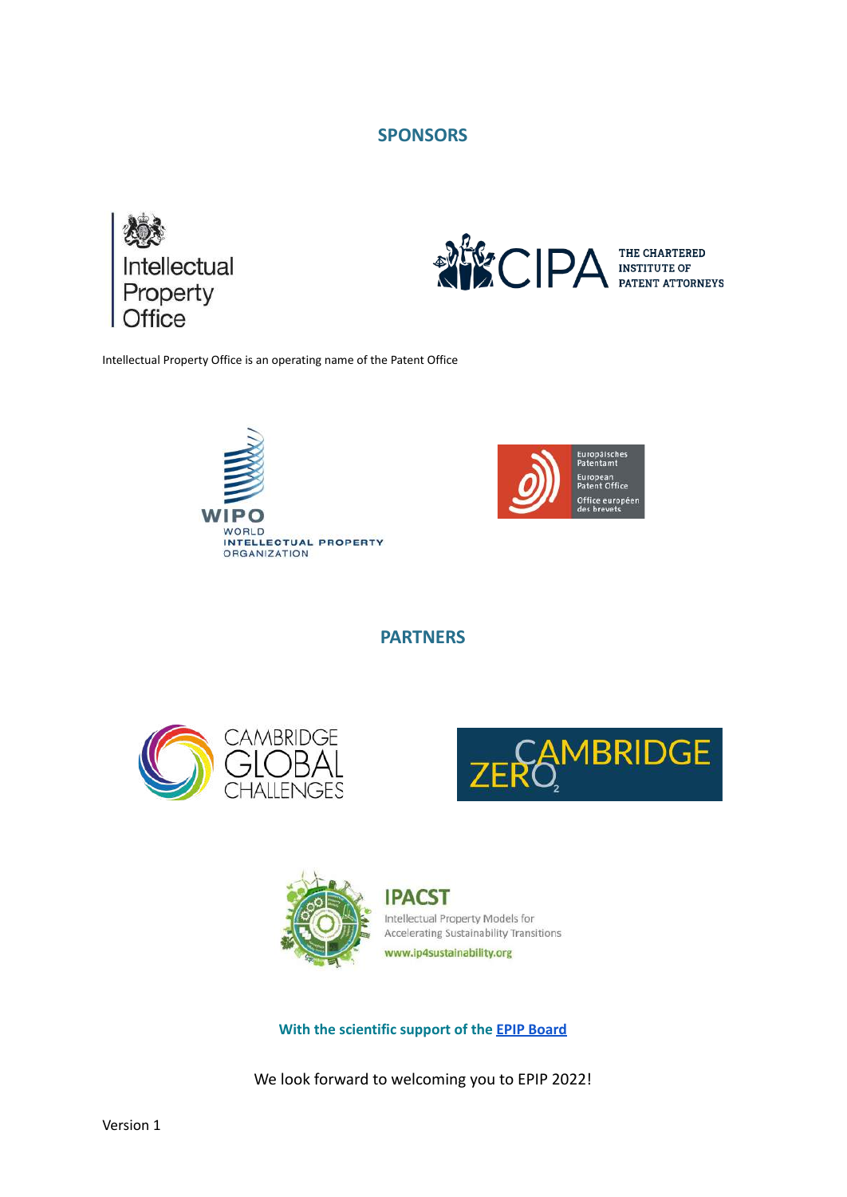## SPONSORS

Intellectual Property Office is an operating name of the Patent Office

## PARTNERS

**With the scientific support of the EPIP Board**

We look forward to welcoming you to EPIP 2022!

Version 1